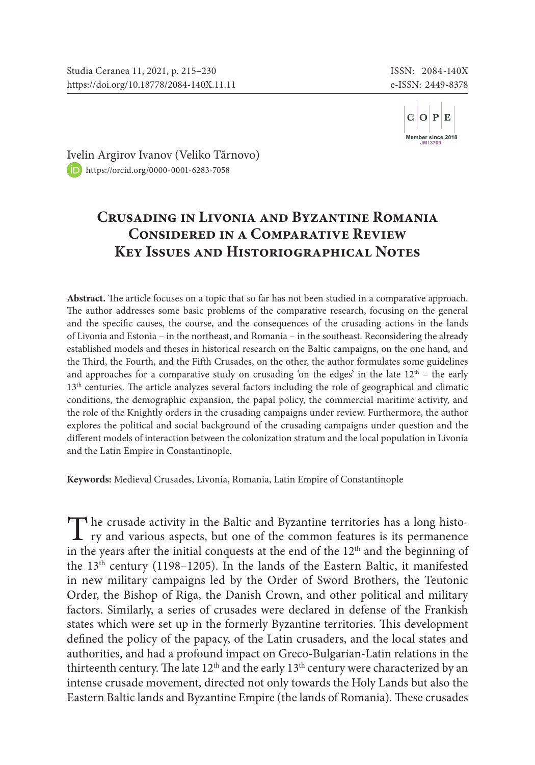Ivelin Argirov Ivanov (Veliko Tărnovo)
https://orcid.org/0000-0001-6283-7058

# Crusading in Livonia and Byzantine Romania Considered in a Comparative Review Key Issues and Historiographical Notes

**Abstract.** The article focuses on a topic that so far has not been studied in a comparative approach. The author addresses some basic problems of the comparative research, focusing on the general and the specific causes, the course, and the consequences of the crusading actions in the lands of Livonia and Estonia – in the northeast, and Romania – in the southeast. Reconsidering the already established models and theses in historical research on the Baltic campaigns, on the one hand, and the Third, the Fourth, and the Fifth Crusades, on the other, the author formulates some guidelines and approaches for a comparative study on crusading 'on the edges' in the late $12^{th}$ – the early $13^{th}$ centuries. The article analyzes several factors including the role of geographical and climatic conditions, the demographic expansion, the papal policy, the commercial maritime activity, and the role of the Knightly orders in the crusading campaigns under review. Furthermore, the author explores the political and social background of the crusading campaigns under question and the different models of interaction between the colonization stratum and the local population in Livonia and the Latin Empire in Constantinople.

**Keywords:** Medieval Crusades, Livonia, Romania, Latin Empire of Constantinople

The crusade activity in the Baltic and Byzantine territories has a long history and various aspects, but one of the common features is its permanence in the years after the initial conquests at the end of the $12^{th}$ and the beginning of the $13^{th}$ century (1198–1205). In the lands of the Eastern Baltic, it manifested in new military campaigns led by the Order of Sword Brothers, the Teutonic Order, the Bishop of Riga, the Danish Crown, and other political and military factors. Similarly, a series of crusades were declared in defense of the Frankish states which were set up in the formerly Byzantine territories. This development defined the policy of the papacy, of the Latin crusaders, and the local states and authorities, and had a profound impact on Greco-Bulgarian-Latin relations in the thirteenth century. The late $12^{th}$ and the early $13^{th}$ century were characterized by an intense crusade movement, directed not only towards the Holy Lands but also the Eastern Baltic lands and Byzantine Empire (the lands of Romania). These crusades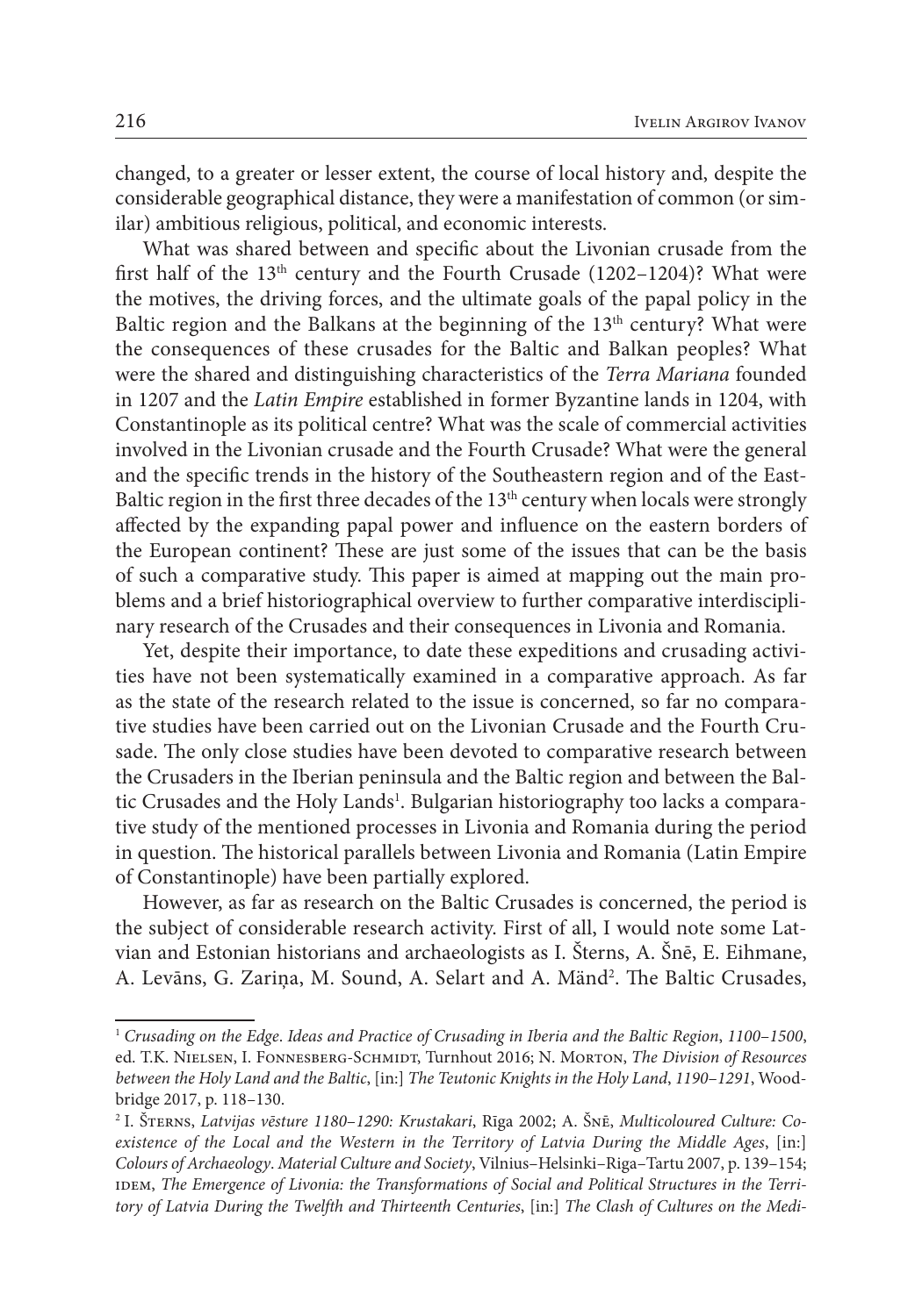changed, to a greater or lesser extent, the course of local history and, despite the considerable geographical distance, they were a manifestation of common (or similar) ambitious religious, political, and economic interests.

What was shared between and specific about the Livonian crusade from the first half of the 13th century and the Fourth Crusade (1202–1204)? What were the motives, the driving forces, and the ultimate goals of the papal policy in the Baltic region and the Balkans at the beginning of the 13th century? What were the consequences of these crusades for the Baltic and Balkan peoples? What were the shared and distinguishing characteristics of the *Terra Mariana* founded in 1207 and the *Latin Empire* established in former Byzantine lands in 1204, with Constantinople as its political centre? What was the scale of commercial activities involved in the Livonian crusade and the Fourth Crusade? What were the general and the specific trends in the history of the Southeastern region and of the East-Baltic region in the first three decades of the 13th century when locals were strongly affected by the expanding papal power and influence on the eastern borders of the European continent? These are just some of the issues that can be the basis of such a comparative study. This paper is aimed at mapping out the main problems and a brief historiographical overview to further comparative interdisciplinary research of the Crusades and their consequences in Livonia and Romania.

Yet, despite their importance, to date these expeditions and crusading activities have not been systematically examined in a comparative approach. As far as the state of the research related to the issue is concerned, so far no comparative studies have been carried out on the Livonian Crusade and the Fourth Crusade. The only close studies have been devoted to comparative research between the Crusaders in the Iberian peninsula and the Baltic region and between the Baltic Crusades and the Holy Lands[1]. Bulgarian historiography too lacks a comparative study of the mentioned processes in Livonia and Romania during the period in question. The historical parallels between Livonia and Romania (Latin Empire of Constantinople) have been partially explored.

However, as far as research on the Baltic Crusades is concerned, the period is the subject of considerable research activity. First of all, I would note some Latvian and Estonian historians and archaeologists as I. Šterns, A. Šnē, E. Eihmane, A. Levāns, G. Zariņa, M. Sound, A. Selart and A. Mänd[2]. The Baltic Crusades,

---

[1] *Crusading on the Edge. Ideas and Practice of Crusading in Iberia and the Baltic Region, 1100–1500*, ed. T.K. Nielsen, I. Fonnesberg-Schmidt, Turnhout 2016; N. Morton, *The Division of Resources between the Holy Land and the Baltic*, [in:] *The Teutonic Knights in the Holy Land, 1190–1291*, Woodbridge 2017, p. 118–130.

[2] I. Šterns, *Latvijas vēsture 1180–1290: Krustakari*, Rīga 2002; A. Šnē, *Multicoloured Culture: Co-existence of the Local and the Western in the Territory of Latvia During the Middle Ages*, [in:] *Colours of Archaeology. Material Culture and Society*, Vilnius–Helsinki–Riga–Tartu 2007, p. 139–154; idem, *The Emergence of Livonia: the Transformations of Social and Political Structures in the Territory of Latvia During the Twelfth and Thirteenth Centuries*, [in:] *The Clash of Cultures on the Medi-*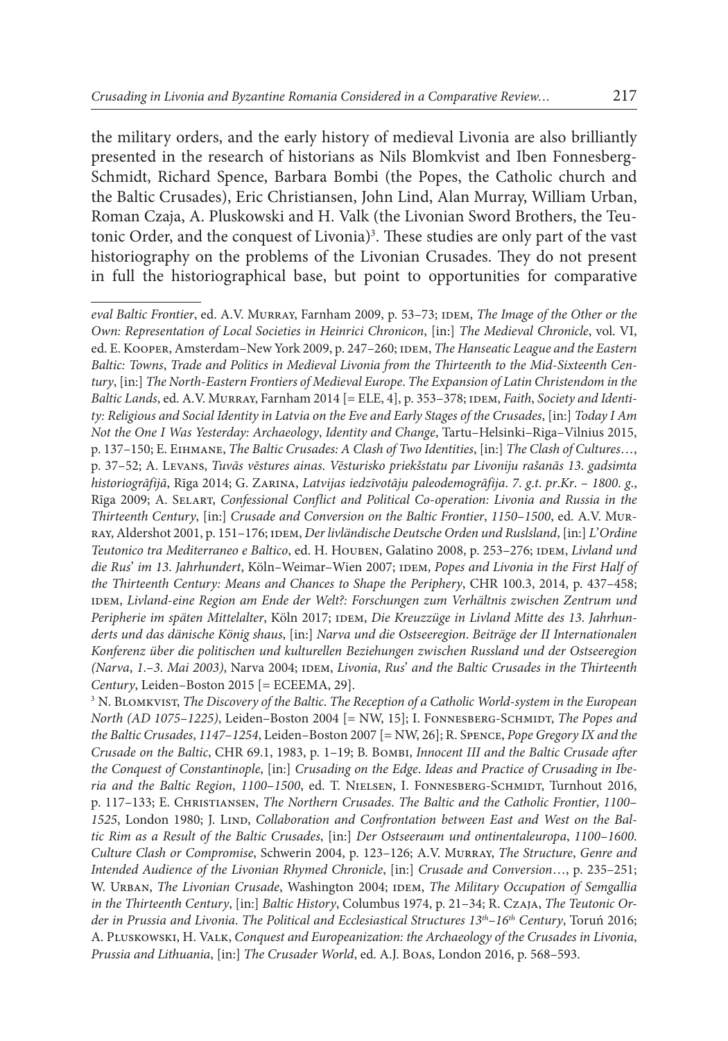the military orders, and the early history of medieval Livonia are also brilliantly presented in the research of historians as Nils Blomkvist and Iben Fonnesberg-Schmidt, Richard Spence, Barbara Bombi (the Popes, the Catholic church and the Baltic Crusades), Eric Christiansen, John Lind, Alan Murray, William Urban, Roman Czaja, A. Pluskowski and H. Valk (the Livonian Sword Brothers, the Teutonic Order, and the conquest of Livonia)[3]. These studies are only part of the vast historiography on the problems of the Livonian Crusades. They do not present in full the historiographical base, but point to opportunities for comparative

---

*eval Baltic Frontier*, ed. A.V. Murray, Farnham 2009, p. 53–73; idem, *The Image of the Other or the Own: Representation of Local Societies in Heinrici Chronicon*, [in:] *The Medieval Chronicle*, vol. VI, ed. E. Kooper, Amsterdam–New York 2009, p. 247–260; idem, *The Hanseatic League and the Eastern Baltic: Towns, Trade and Politics in Medieval Livonia from the Thirteenth to the Mid-Sixteenth Century*, [in:] *The North-Eastern Frontiers of Medieval Europe. The Expansion of Latin Christendom in the Baltic Lands*, ed. A.V. Murray, Farnham 2014 [= ELE, 4], p. 353–378; idem, *Faith, Society and Identity: Religious and Social Identity in Latvia on the Eve and Early Stages of the Crusades*, [in:] *Today I Am Not the One I Was Yesterday: Archaeology, Identity and Change*, Tartu–Helsinki–Riga–Vilnius 2015, p. 137–150; E. Eihmane, *The Baltic Crusades: A Clash of Two Identities*, [in:] *The Clash of Cultures*…, p. 37–52; A. Levans, *Tuvās vēstures ainas. Vēsturisko priekšstatu par Livoniju rašanās 13. gadsimta historiogrāfijā*, Rīga 2014; G. Zarina, *Latvijas iedzīvotāju paleodemogrāfija. 7. g.t. pr.Kr. – 1800. g.*, Rīga 2009; A. Selart, *Confessional Conflict and Political Co-operation: Livonia and Russia in the Thirteenth Century*, [in:] *Crusade and Conversion on the Baltic Frontier, 1150–1500*, ed. A.V. Murray, Aldershot 2001, p. 151–176; idem, *Der livländische Deutsche Orden und Ruslsland*, [in:] *L'Ordine Teutonico tra Mediterraneo e Baltico*, ed. H. Houben, Galatino 2008, p. 253–276; idem, *Livland und die Rus' im 13. Jahrhundert*, Köln–Weimar–Wien 2007; idem, *Popes and Livonia in the First Half of the Thirteenth Century: Means and Chances to Shape the Periphery*, CHR 100.3, 2014, p. 437–458; idem, *Livland-eine Region am Ende der Welt?: Forschungen zum Verhältnis zwischen Zentrum und Peripherie im späten Mittelalter*, Köln 2017; idem, *Die Kreuzzüge in Livland Mitte des 13. Jahrhunderts und das dänische König shaus*, [in:] *Narva und die Ostseeregion. Beiträge der II Internationalen Konferenz über die politischen und kulturellen Beziehungen zwischen Russland und der Ostseeregion (Narva, 1.–3. Mai 2003)*, Narva 2004; idem, *Livonia, Rus' and the Baltic Crusades in the Thirteenth Century*, Leiden–Boston 2015 [= ECEEMA, 29].

[3] N. Blomkvist, *The Discovery of the Baltic. The Reception of a Catholic World-system in the European North (AD 1075–1225)*, Leiden–Boston 2004 [= NW, 15]; I. Fonnesberg-Schmidt, *The Popes and the Baltic Crusades, 1147–1254*, Leiden–Boston 2007 [= NW, 26]; R. Spence, *Pope Gregory IX and the Crusade on the Baltic*, CHR 69.1, 1983, p. 1–19; B. Bombi, *Innocent III and the Baltic Crusade after the Conquest of Constantinople*, [in:] *Crusading on the Edge. Ideas and Practice of Crusading in Iberia and the Baltic Region, 1100–1500*, ed. T. Nielsen, I. Fonnesberg-Schmidt, Turnhout 2016, p. 117–133; E. Christiansen, *The Northern Crusades. The Baltic and the Catholic Frontier, 1100–1525*, London 1980; J. Lind, *Collaboration and Confrontation between East and West on the Baltic Rim as a Result of the Baltic Crusades*, [in:] *Der Ostseeraum und ontinentaleuropa, 1100–1600. Culture Clash or Compromise*, Schwerin 2004, p. 123–126; A.V. Murray, *The Structure, Genre and Intended Audience of the Livonian Rhymed Chronicle*, [in:] *Crusade and Conversion*…, p. 235–251; W. Urban, *The Livonian Crusade*, Washington 2004; idem, *The Military Occupation of Semgallia in the Thirteenth Century*, [in:] *Baltic History*, Columbus 1974, p. 21–34; R. Czaja, *The Teutonic Order in Prussia and Livonia. The Political and Ecclesiastical Structures 13th–16th Century*, Toruń 2016; A. Pluskowski, H. Valk, *Conquest and Europeanization: the Archaeology of the Crusades in Livonia, Prussia and Lithuania*, [in:] *The Crusader World*, ed. A.J. Boas, London 2016, p. 568–593.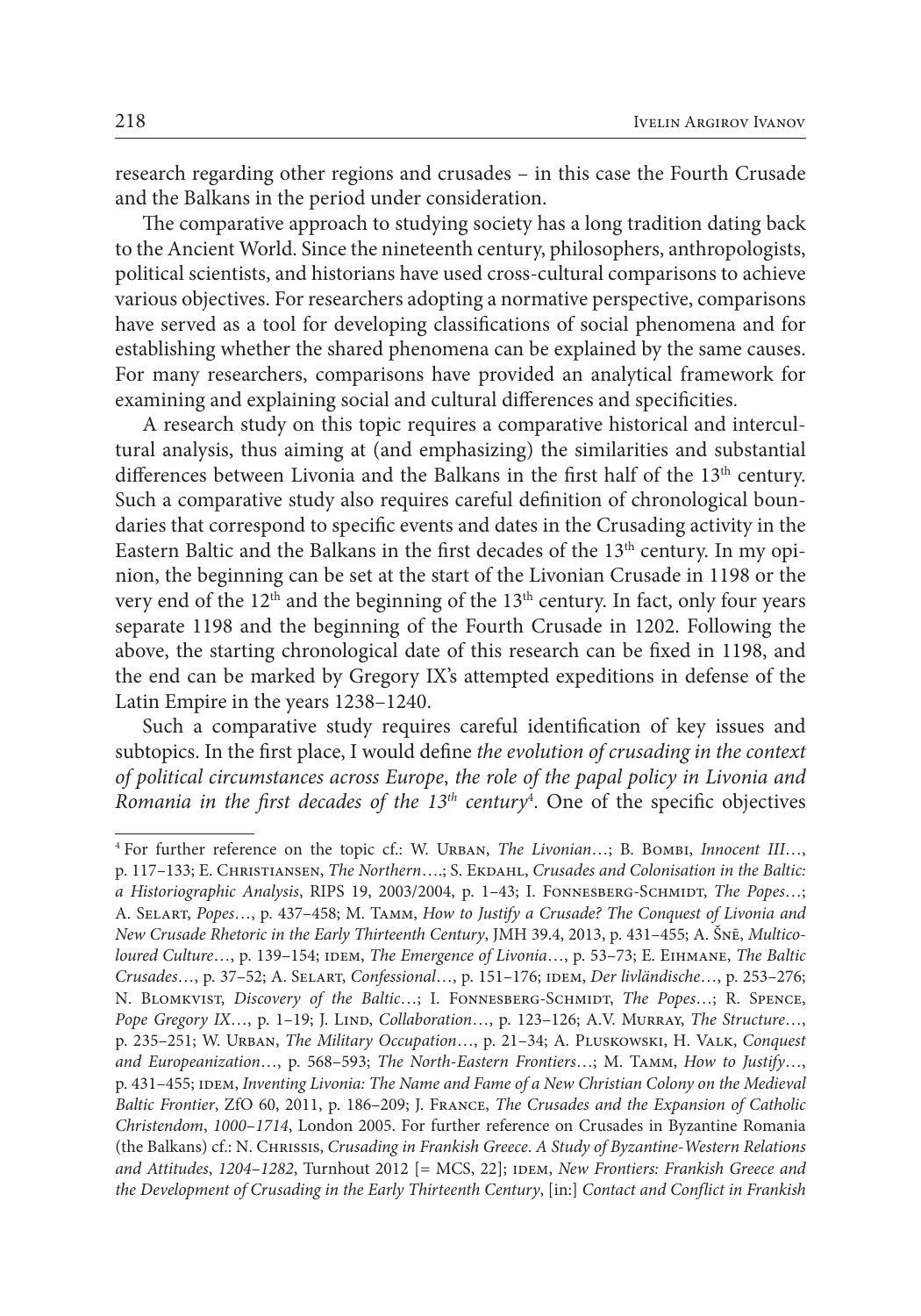research regarding other regions and crusades – in this case the Fourth Crusade and the Balkans in the period under consideration.

The comparative approach to studying society has a long tradition dating back to the Ancient World. Since the nineteenth century, philosophers, anthropologists, political scientists, and historians have used cross-cultural comparisons to achieve various objectives. For researchers adopting a normative perspective, comparisons have served as a tool for developing classifications of social phenomena and for establishing whether the shared phenomena can be explained by the same causes. For many researchers, comparisons have provided an analytical framework for examining and explaining social and cultural differences and specificities.

A research study on this topic requires a comparative historical and intercultural analysis, thus aiming at (and emphasizing) the similarities and substantial differences between Livonia and the Balkans in the first half of the 13th century. Such a comparative study also requires careful definition of chronological boundaries that correspond to specific events and dates in the Crusading activity in the Eastern Baltic and the Balkans in the first decades of the 13th century. In my opinion, the beginning can be set at the start of the Livonian Crusade in 1198 or the very end of the 12th and the beginning of the 13th century. In fact, only four years separate 1198 and the beginning of the Fourth Crusade in 1202. Following the above, the starting chronological date of this research can be fixed in 1198, and the end can be marked by Gregory IX's attempted expeditions in defense of the Latin Empire in the years 1238–1240.

Such a comparative study requires careful identification of key issues and subtopics. In the first place, I would define *the evolution of crusading in the context of political circumstances across Europe*, *the role of the papal policy in Livonia and Romania in the first decades of the 13th century*[4]. One of the specific objectives

[4] For further reference on the topic cf.: W. Urban, *The Livonian*…; B. Bombi, *Innocent III*…, p. 117–133; E. Christiansen, *The Northern*….; S. Ekdahl, *Crusades and Colonisation in the Baltic: a Historiographic Analysis*, RIPS 19, 2003/2004, p. 1–43; I. Fonnesberg-Schmidt, *The Popes*…; A. Selart, *Popes*…, p. 437–458; M. Tamm, *How to Justify a Crusade? The Conquest of Livonia and New Crusade Rhetoric in the Early Thirteenth Century*, JMH 39.4, 2013, p. 431–455; A. Šnē, *Multicoloured Culture*…, p. 139–154; idem, *The Emergence of Livonia*…, p. 53–73; E. Eihmane, *The Baltic Crusades*…, p. 37–52; A. Selart, *Confessional*…, p. 151–176; idem, *Der livländische*…, p. 253–276; N. Blomkvist, *Discovery of the Baltic*…; I. Fonnesberg-Schmidt, *The Popes*…; R. Spence, *Pope Gregory IX*…, p. 1–19; J. Lind, *Collaboration*…, p. 123–126; A.V. Murray, *The Structure*…, p. 235–251; W. Urban, *The Military Occupation*…, p. 21–34; A. Pluskowski, H. Valk, *Conquest and Europeanization*…, p. 568–593; *The North-Eastern Frontiers*…; M. Tamm, *How to Justify*…, p. 431–455; idem, *Inventing Livonia: The Name and Fame of a New Christian Colony on the Medieval Baltic Frontier*, ZfO 60, 2011, p. 186–209; J. France, *The Crusades and the Expansion of Catholic Christendom, 1000–1714*, London 2005. For further reference on Crusades in Byzantine Romania (the Balkans) cf.: N. Chrissis, *Crusading in Frankish Greece. A Study of Byzantine-Western Relations and Attitudes, 1204–1282*, Turnhout 2012 [= MCS, 22]; idem, *New Frontiers: Frankish Greece and the Development of Crusading in the Early Thirteenth Century*, [in:] *Contact and Conflict in Frankish*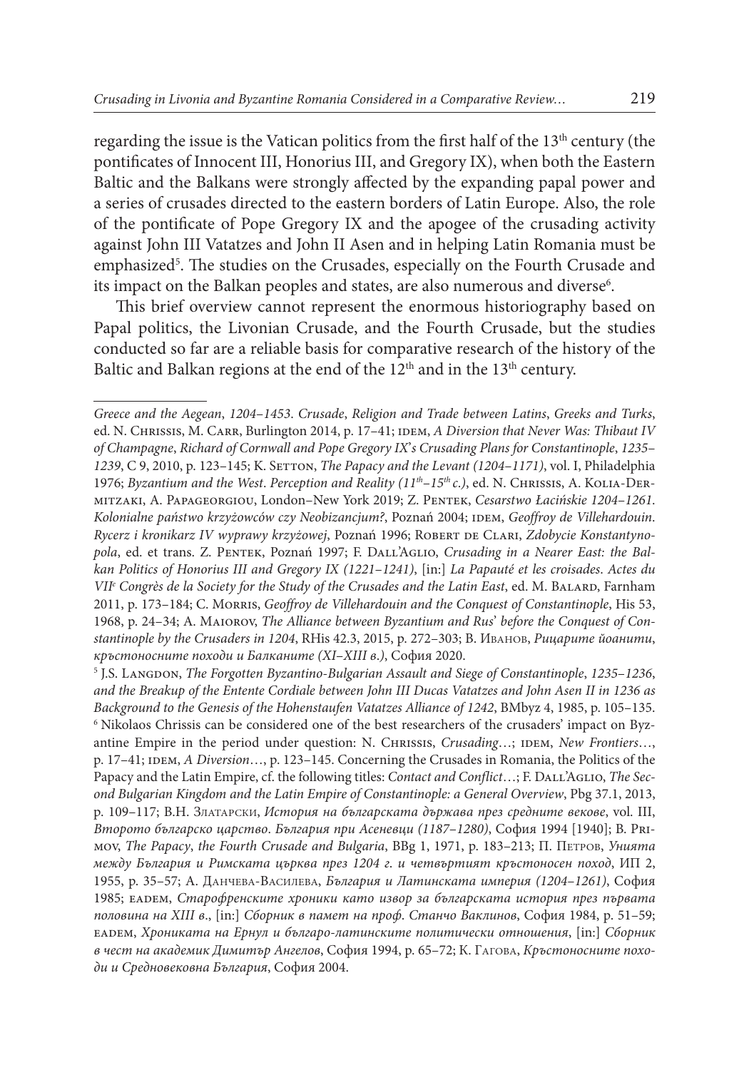regarding the issue is the Vatican politics from the first half of the 13th century (the pontificates of Innocent III, Honorius III, and Gregory IX), when both the Eastern Baltic and the Balkans were strongly affected by the expanding papal power and a series of crusades directed to the eastern borders of Latin Europe. Also, the role of the pontificate of Pope Gregory IX and the apogee of the crusading activity against John III Vatatzes and John II Asen and in helping Latin Romania must be emphasized[5]. The studies on the Crusades, especially on the Fourth Crusade and its impact on the Balkan peoples and states, are also numerous and diverse[6].

This brief overview cannot represent the enormous historiography based on Papal politics, the Livonian Crusade, and the Fourth Crusade, but the studies conducted so far are a reliable basis for comparative research of the history of the Baltic and Balkan regions at the end of the 12th and in the 13th century.

---

*Greece and the Aegean*, *1204–1453*. *Crusade*, *Religion and Trade between Latins*, *Greeks and Turks*, ed. N. Chrissis, M. Carr, Burlington 2014, p. 17–41; idem, *A Diversion that Never Was: Thibaut IV of Champagne*, *Richard of Cornwall and Pope Gregory IX's Crusading Plans for Constantinople*, *1235–1239*, C 9, 2010, p. 123–145; K. Setton, *The Papacy and the Levant (1204–1171)*, vol. I, Philadelphia 1976; *Byzantium and the West*. *Perception and Reality (11th–15th c.)*, ed. N. Chrissis, A. Kolia-Dermitzaki, A. Papageorgiou, London–New York 2019; Z. Pentek, *Cesarstwo Łacińskie 1204–1261*. *Kolonialne państwo krzyżowców czy Neobizancjum?*, Poznań 2004; idem, *Geoffroy de Villehardouin*. *Rycerz i kronikarz IV wyprawy krzyżowej*, Poznań 1996; Robert de Clari, *Zdobycie Konstantynopola*, ed. et trans. Z. Pentek, Poznań 1997; F. Dall'Aglio, *Crusading in a Nearer East: the Balkan Politics of Honorius III and Gregory IX (1221–1241)*, [in:] *La Papauté et les croisades*. *Actes du VIIe Congrès de la Society for the Study of the Crusades and the Latin East*, ed. M. Balard, Farnham 2011, p. 173–184; C. Morris, *Geoffroy de Villehardouin and the Conquest of Constantinople*, His 53, 1968, p. 24–34; A. Maiorov, *The Alliance between Byzantium and Rus' before the Conquest of Constantinople by the Crusaders in 1204*, RHis 42.3, 2015, p. 272–303; В. Иванов, *Рицарите йоанити*, *кръстоносните походи и Балканите (XI–XIII в.)*, София 2020.

[5] J.S. Langdon, *The Forgotten Byzantino-Bulgarian Assault and Siege of Constantinople*, *1235–1236*, *and the Breakup of the Entente Cordiale between John III Ducas Vatatzes and John Asen II in 1236 as Background to the Genesis of the Hohenstaufen Vatatzes Alliance of 1242*, BMbyz 4, 1985, p. 105–135.

[6] Nikolaos Chrissis can be considered one of the best researchers of the crusaders' impact on Byzantine Empire in the period under question: N. Chrissis, *Crusading*…; idem, *New Frontiers*…, p. 17–41; idem, *A Diversion*…, p. 123–145. Concerning the Crusades in Romania, the Politics of the Papacy and the Latin Empire, cf. the following titles: *Contact and Conflict*…; F. Dall'Aglio, *The Second Bulgarian Kingdom and the Latin Empire of Constantinople: a General Overview*, Pbg 37.1, 2013, p. 109–117; В.Н. Златарски, *История на българската държава през средните векове*, vol. III, *Второто българско царство*. *България при Асеневци (1187–1280)*, София 1994 [1940]; B. Primov, *The Papacy*, *the Fourth Crusade and Bulgaria*, BBg 1, 1971, p. 183–213; П. Петров, *Унията между България и Римската църква през 1204 г. и четвъртият кръстоносен поход*, ИП 2, 1955, p. 35–57; А. Данчева-Василева, *България и Латинската империя (1204–1261)*, София 1985; eadem, *Старофренските хроники като извор за българската история през първата половина на XIII в.*, [in:] *Сборник в памет на проф. Станчо Ваклинов*, София 1984, p. 51–59; eadem, *Хрониката на Ернул и българо-латинските политически отношения*, [in:] *Сборник в чест на академик Димитър Ангелов*, София 1994, p. 65–72; К. Гагова, *Кръстоносните походи и Средновековна България*, София 2004.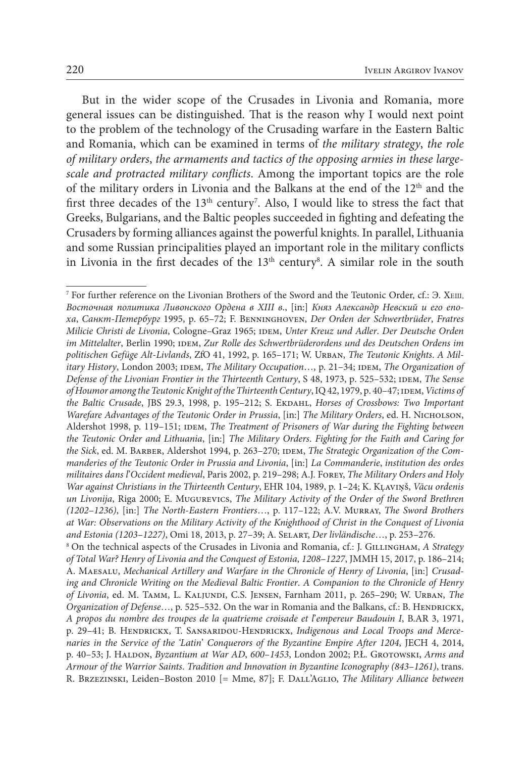But in the wider scope of the Crusades in Livonia and Romania, more general issues can be distinguished. That is the reason why I would next point to the problem of the technology of the Crusading warfare in the Eastern Baltic and Romania, which can be examined in terms of *the military strategy*, *the role of military orders*, *the armaments and tactics of the opposing armies in these large-scale and protracted military conflicts*. Among the important topics are the role of the military orders in Livonia and the Balkans at the end of the 12th and the first three decades of the 13th century[7]. Also, I would like to stress the fact that Greeks, Bulgarians, and the Baltic peoples succeeded in fighting and defeating the Crusaders by forming alliances against the powerful knights. In parallel, Lithuania and some Russian principalities played an important role in the military conflicts in Livonia in the first decades of the 13th century[8]. A similar role in the south

---

[7] For further reference on the Livonian Brothers of the Sword and the Teutonic Order, cf.: Э. Хеш, *Восточная политика Ливонского Ордена в XIII в.*, [in:] *Княз Александр Невский и его епоха*, *Санкт-Петербург* 1995, p. 65–72; F. Benninghoven, *Der Orden der Schwertbrüder*, *Fratres Milicie Christi de Livonia*, Cologne–Graz 1965; idem, *Unter Kreuz und Adler*. *Der Deutsche Orden im Mittelalter*, Berlin 1990; idem, *Zur Rolle des Schwertbrüderordens und des Deutschen Ordens im politischen Gefüge Alt-Livlands*, ZfO 41, 1992, p. 165–171; W. Urban, *The Teutonic Knights*. *A Military History*, London 2003; idem, *The Military Occupation*…, p. 21–34; idem, *The Organization of Defense of the Livonian Frontier in the Thirteenth Century*, S 48, 1973, p. 525–532; idem, *The Sense of Houmor among the Teutonic Knight of the Thirteenth Century*, IQ 42, 1979, p. 40–47; idem, *Victims of the Baltic Crusade*, JBS 29.3, 1998, p. 195–212; S. Ekdahl, *Horses of Crossbows: Two Important Warfare Advantages of the Teutonic Order in Prussia*, [in:] *The Military Orders*, ed. H. Nicholson, Aldershot 1998, p. 119–151; idem, *The Treatment of Prisoners of War during the Fighting between the Teutonic Order and Lithuania*, [in:] *The Military Orders*. *Fighting for the Faith and Caring for the Sick*, ed. M. Barber, Aldershot 1994, p. 263–270; idem, *The Strategic Organization of the Commanderies of the Teutonic Order in Prussia and Livonia*, [in:] *La Commanderie*, *institution des ordes militaires dans l'Occident medieval*, Paris 2002, p. 219–298; A.J. Forey, *The Military Orders and Holy War against Christians in the Thirteenth Century*, EHR 104, 1989, p. 1–24; K. Kļaviņš, *Vācu ordenis un Livonija*, Riga 2000; E. Mugurevics, *The Military Activity of the Order of the Sword Brethren (1202–1236)*, [in:] *The North-Eastern Frontiers*…, p. 117–122; A.V. Murray, *The Sword Brothers at War: Observations on the Military Activity of the Knighthood of Christ in the Conquest of Livonia and Estonia (1203–1227)*, Omi 18, 2013, p. 27–39; A. Selart, *Der livländische*…, p. 253–276.

[8] On the technical aspects of the Crusades in Livonia and Romania, cf.: J. Gillingham, *A Strategy of Total War? Henry of Livonia and the Conquest of Estonia*, *1208–1227*, JMMH 15, 2017, p. 186–214; A. Maesalu, *Mechanical Artillery and Warfare in the Chronicle of Henry of Livonia*, [in:] *Crusading and Chronicle Writing on the Medieval Baltic Frontier*. *A Companion to the Chronicle of Henry of Livonia*, ed. M. Tamm, L. Kaljundi, C.S. Jensen, Farnham 2011, p. 265–290; W. Urban, *The Organization of Defense*…, p. 525–532. On the war in Romania and the Balkans, cf.: B. Hendrickx, *A propos du nombre des troupes de la quatrieme croisade et l'empereur Baudouin I*, B.AR 3, 1971, p. 29–41; B. Hendrickx, T. Sansaridou-Hendrickx, *Indigenous and Local Troops and Mercenaries in the Service of the 'Latin' Conquerors of the Byzantine Empire After 1204*, JECH 4, 2014, p. 40–53; J. Haldon, *Byzantium at War AD*, *600–1453*, London 2002; P.Ł. Grotowski, *Arms and Armour of the Warrior Saints*. *Tradition and Innovation in Byzantine Iconography (843–1261)*, trans. R. Brzezinski, Leiden–Boston 2010 [= Mme, 87]; F. Dall'Aglio, *The Military Alliance between*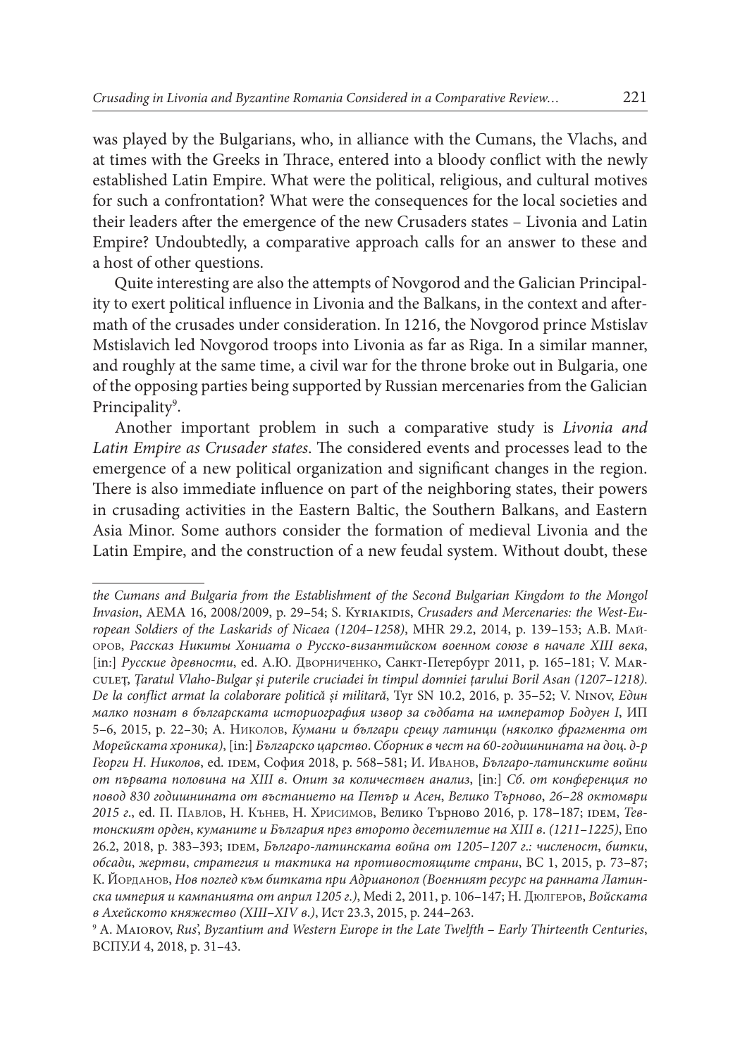was played by the Bulgarians, who, in alliance with the Cumans, the Vlachs, and at times with the Greeks in Thrace, entered into a bloody conflict with the newly established Latin Empire. What were the political, religious, and cultural motives for such a confrontation? What were the consequences for the local societies and their leaders after the emergence of the new Crusaders states – Livonia and Latin Empire? Undoubtedly, a comparative approach calls for an answer to these and a host of other questions.

Quite interesting are also the attempts of Novgorod and the Galician Principality to exert political influence in Livonia and the Balkans, in the context and aftermath of the crusades under consideration. In 1216, the Novgorod prince Mstislav Mstislavich led Novgorod troops into Livonia as far as Riga. In a similar manner, and roughly at the same time, a civil war for the throne broke out in Bulgaria, one of the opposing parties being supported by Russian mercenaries from the Galician Principality[9].

Another important problem in such a comparative study is *Livonia and Latin Empire as Crusader states*. The considered events and processes lead to the emergence of a new political organization and significant changes in the region. There is also immediate influence on part of the neighboring states, their powers in crusading activities in the Eastern Baltic, the Southern Balkans, and Eastern Asia Minor. Some authors consider the formation of medieval Livonia and the Latin Empire, and the construction of a new feudal system. Without doubt, these

---

*the Cumans and Bulgaria from the Establishment of the Second Bulgarian Kingdom to the Mongol Invasion*, AEMA 16, 2008/2009, p. 29–54; S. Kyriakidis, *Crusaders and Mercenaries: the West-European Soldiers of the Laskarids of Nicaea (1204–1258)*, MHR 29.2, 2014, p. 139–153; А.В. Майоров, *Рассказ Никиты Хониата о Русско-византийском военном союзе в начале XIII века*, [in:] *Русские древности*, ed. А.Ю. Дворниченко, Санкт-Петербург 2011, p. 165–181; V. Marculeţ, *Ţaratul Vlaho-Bulgar şi puterile cruciadei în timpul domniei ţarului Boril Asan (1207–1218). De la conflict armat la colaborare politică şi militară*, Tyr SN 10.2, 2016, p. 35–52; V. Ninov, *Един малко познат в българската историография извор за съдбата на император Бодуен I*, ИП 5–6, 2015, p. 22–30; А. Николов, *Кумани и българи срещу латинци (няколко фрагмента от Морейската хроника)*, [in:] *Българско царство. Сборник в чест на 60-годишнината на доц. д-р Георги Н. Николов*, ed. idem, София 2018, p. 568–581; И. Иванов, *Българо-латинските войни от първата половина на XIII в. Опит за количествен анализ*, [in:] *Сб. от конференция по повод 830 годишнината от въстанието на Петър и Асен, Велико Търново, 26–28 октомври 2015 г.*, ed. П. Павлов, Н. Кънев, Н. Хрисимов, Велико Търново 2016, p. 178–187; idem, *Тевтонският орден, куманите и България през второто десетилетие на XIII в. (1211–1225)*, Епо 26.2, 2018, p. 383–393; idem, *Българо-латинската война от 1205–1207 г.: численост, битки, обсади, жертви, стратегия и тактика на противостоящите страни*, ВС 1, 2015, p. 73–87; К. Йорданов, *Нов поглед към битката при Адрианопол (Военният ресурс на ранната Латинска империя и кампанията от април 1205 г.)*, Medi 2, 2011, p. 106–147; Н. Дюлгеров, *Войската в Ахейското княжество (XIII–XIV в.)*, Ист 23.3, 2015, p. 244–263.

[9] A. Maiorov, *Rus', Byzantium and Western Europe in the Late Twelfth – Early Thirteenth Centuries*, ВСПУ.И 4, 2018, p. 31–43.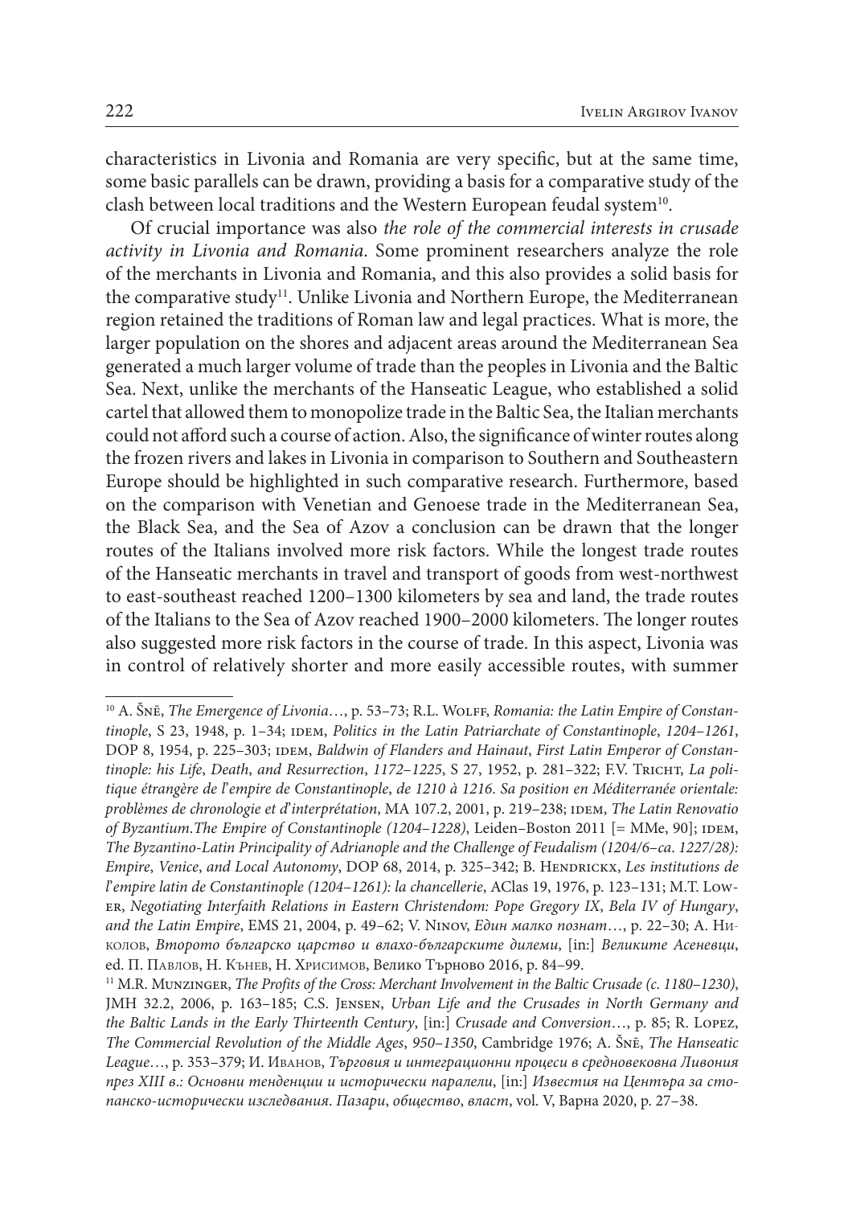characteristics in Livonia and Romania are very specific, but at the same time, some basic parallels can be drawn, providing a basis for a comparative study of the clash between local traditions and the Western European feudal system[10].

Of crucial importance was also *the role of the commercial interests in crusade activity in Livonia and Romania*. Some prominent researchers analyze the role of the merchants in Livonia and Romania, and this also provides a solid basis for the comparative study[11]. Unlike Livonia and Northern Europe, the Mediterranean region retained the traditions of Roman law and legal practices. What is more, the larger population on the shores and adjacent areas around the Mediterranean Sea generated a much larger volume of trade than the peoples in Livonia and the Baltic Sea. Next, unlike the merchants of the Hanseatic League, who established a solid cartel that allowed them to monopolize trade in the Baltic Sea, the Italian merchants could not afford such a course of action. Also, the significance of winter routes along the frozen rivers and lakes in Livonia in comparison to Southern and Southeastern Europe should be highlighted in such comparative research. Furthermore, based on the comparison with Venetian and Genoese trade in the Mediterranean Sea, the Black Sea, and the Sea of Azov a conclusion can be drawn that the longer routes of the Italians involved more risk factors. While the longest trade routes of the Hanseatic merchants in travel and transport of goods from west-northwest to east-southeast reached 1200–1300 kilometers by sea and land, the trade routes of the Italians to the Sea of Azov reached 1900–2000 kilometers. The longer routes also suggested more risk factors in the course of trade. In this aspect, Livonia was in control of relatively shorter and more easily accessible routes, with summer

---

[10] A. Šnē, *The Emergence of Livonia*…, p. 53–73; R.L. Wolff, *Romania: the Latin Empire of Constantinople*, S 23, 1948, p. 1–34; idem, *Politics in the Latin Patriarchate of Constantinople*, *1204–1261*, DOP 8, 1954, p. 225–303; idem, *Baldwin of Flanders and Hainaut*, *First Latin Emperor of Constantinople: his Life*, *Death*, *and Resurrection*, *1172–1225*, S 27, 1952, p. 281–322; F.V. Tricht, *La politique étrangère de l'empire de Constantinople*, *de 1210 à 1216. Sa position en Méditerranée orientale: problèmes de chronologie et d'interprétation*, MA 107.2, 2001, p. 219–238; idem, *The Latin Renovatio of Byzantium.The Empire of Constantinople (1204–1228)*, Leiden–Boston 2011 [= MMe, 90]; idem, *The Byzantino-Latin Principality of Adrianople and the Challenge of Feudalism (1204/6–ca. 1227/28): Empire*, *Venice*, *and Local Autonomy*, DOP 68, 2014, p. 325–342; B. Hendrickx, *Les institutions de l'empire latin de Constantinople (1204–1261): la chancellerie*, AClas 19, 1976, p. 123–131; M.T. Lower, *Negotiating Interfaith Relations in Eastern Christendom: Pope Gregory IX*, *Bela IV of Hungary*, *and the Latin Empire*, EMS 21, 2004, p. 49–62; V. Ninov, *Един малко познат*…, p. 22–30; A. Николов, *Второто българско царство и влахо-българските дилеми*, [in:] *Великите Асеневци*, ed. П. Павлов, Н. Кънев, Н. Хрисимов, Велико Търново 2016, p. 84–99.

[11] M.R. Munzinger, *The Profits of the Cross: Merchant Involvement in the Baltic Crusade (c. 1180–1230)*, JMH 32.2, 2006, p. 163–185; C.S. Jensen, *Urban Life and the Crusades in North Germany and the Baltic Lands in the Early Thirteenth Century*, [in:] *Crusade and Conversion*…, p. 85; R. Lopez, *The Commercial Revolution of the Middle Ages*, *950–1350*, Cambridge 1976; A. Šnē, *The Hanseatic League*…, p. 353–379; И. Иванов, *Търговия и интеграционни процеси в средновековна Ливония през XIII в.: Основни тенденции и исторически паралели*, [in:] *Известия на Центъра за стопанско-исторически изследвания. Пазари*, *общество*, *власт*, vol. V, Варна 2020, p. 27–38.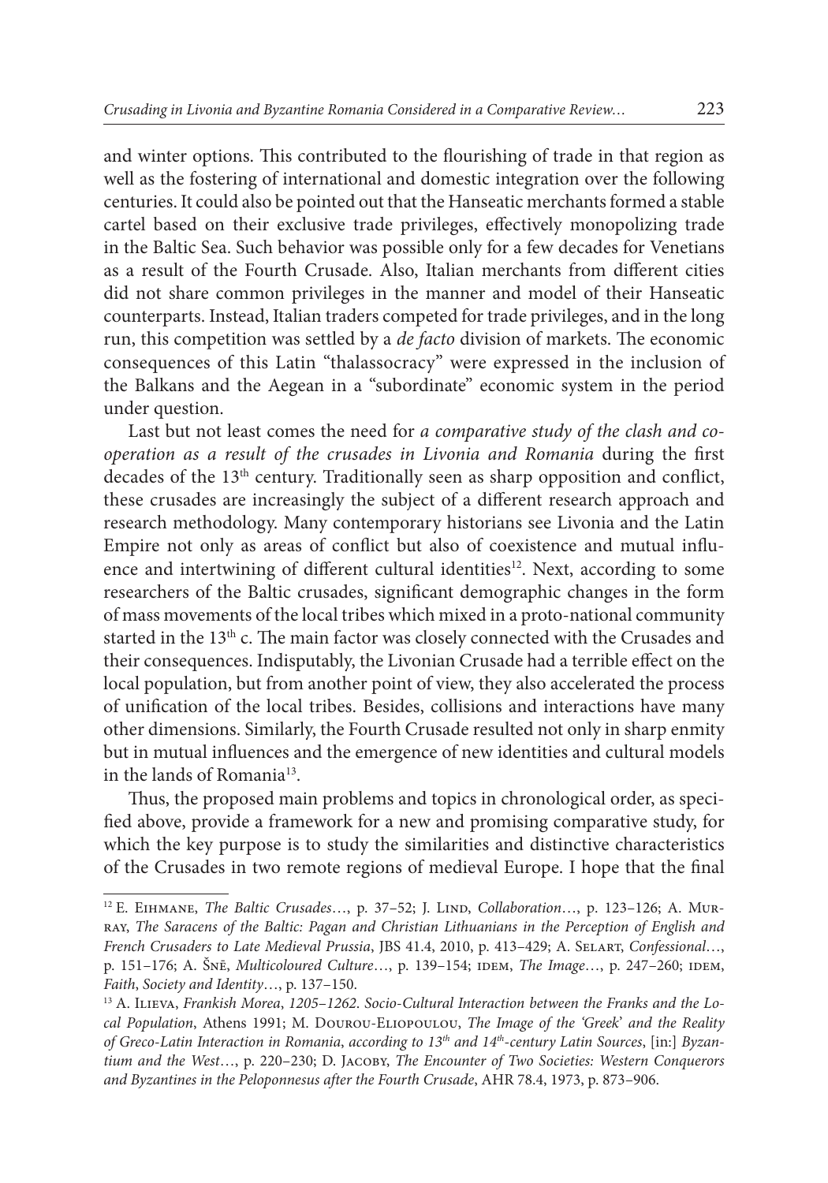and winter options. This contributed to the flourishing of trade in that region as well as the fostering of international and domestic integration over the following centuries. It could also be pointed out that the Hanseatic merchants formed a stable cartel based on their exclusive trade privileges, effectively monopolizing trade in the Baltic Sea. Such behavior was possible only for a few decades for Venetians as a result of the Fourth Crusade. Also, Italian merchants from different cities did not share common privileges in the manner and model of their Hanseatic counterparts. Instead, Italian traders competed for trade privileges, and in the long run, this competition was settled by a *de facto* division of markets. The economic consequences of this Latin "thalassocracy" were expressed in the inclusion of the Balkans and the Aegean in a "subordinate" economic system in the period under question.

Last but not least comes the need for *a comparative study of the clash and co-operation as a result of the crusades in Livonia and Romania* during the first decades of the 13th century. Traditionally seen as sharp opposition and conflict, these crusades are increasingly the subject of a different research approach and research methodology. Many contemporary historians see Livonia and the Latin Empire not only as areas of conflict but also of coexistence and mutual influence and intertwining of different cultural identities[12]. Next, according to some researchers of the Baltic crusades, significant demographic changes in the form of mass movements of the local tribes which mixed in a proto-national community started in the 13th c. The main factor was closely connected with the Crusades and their consequences. Indisputably, the Livonian Crusade had a terrible effect on the local population, but from another point of view, they also accelerated the process of unification of the local tribes. Besides, collisions and interactions have many other dimensions. Similarly, the Fourth Crusade resulted not only in sharp enmity but in mutual influences and the emergence of new identities and cultural models in the lands of Romania[13].

Thus, the proposed main problems and topics in chronological order, as specified above, provide a framework for a new and promising comparative study, for which the key purpose is to study the similarities and distinctive characteristics of the Crusades in two remote regions of medieval Europe. I hope that the final

---

[12] E. Eihmane, *The Baltic Crusades*…, p. 37–52; J. Lind, *Collaboration*…, p. 123–126; A. Murray, *The Saracens of the Baltic: Pagan and Christian Lithuanians in the Perception of English and French Crusaders to Late Medieval Prussia*, JBS 41.4, 2010, p. 413–429; A. Selart, *Confessional*…, p. 151–176; A. Šnē, *Multicoloured Culture*…, p. 139–154; idem, *The Image*…, p. 247–260; idem, *Faith, Society and Identity*…, p. 137–150.

[13] A. Ilieva, *Frankish Morea, 1205–1262. Socio-Cultural Interaction between the Franks and the Local Population*, Athens 1991; M. Dourou-Eliopoulou, *The Image of the 'Greek' and the Reality of Greco-Latin Interaction in Romania, according to 13th and 14th-century Latin Sources*, [in:] *Byzantium and the West*…, p. 220–230; D. Jacoby, *The Encounter of Two Societies: Western Conquerors and Byzantines in the Peloponnesus after the Fourth Crusade*, AHR 78.4, 1973, p. 873–906.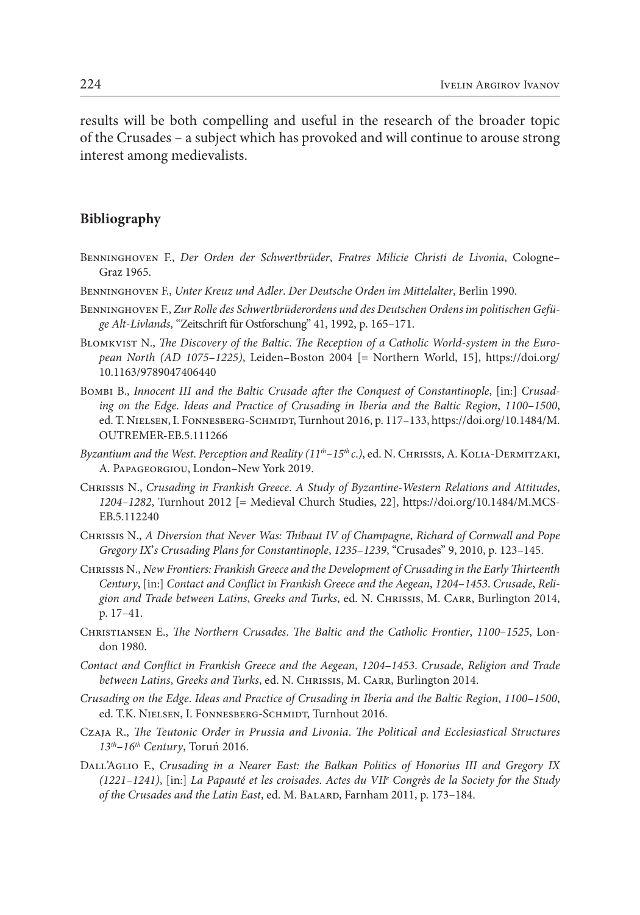results will be both compelling and useful in the research of the broader topic of the Crusades – a subject which has provoked and will continue to arouse strong interest among medievalists.

## Bibliography

Benninghoven F., *Der Orden der Schwertbrüder*, *Fratres Milicie Christi de Livonia*, Cologne–Graz 1965.

Benninghoven F., *Unter Kreuz und Adler*. *Der Deutsche Orden im Mittelalter*, Berlin 1990.

Benninghoven F., *Zur Rolle des Schwertbrüderordens und des Deutschen Ordens im politischen Gefüge Alt-Livlands*, "Zeitschrift für Ostforschung" 41, 1992, p. 165–171.

Blomkvist N., *The Discovery of the Baltic*. *The Reception of a Catholic World-system in the European North (AD 1075–1225)*, Leiden–Boston 2004 [= Northern World, 15], https://doi.org/10.1163/9789047406440

Bombi B., *Innocent III and the Baltic Crusade after the Conquest of Constantinople*, [in:] *Crusading on the Edge*. *Ideas and Practice of Crusading in Iberia and the Baltic Region*, *1100–1500*, ed. T. Nielsen, I. Fonnesberg-Schmidt, Turnhout 2016, p. 117–133, https://doi.org/10.1484/M.OUTREMER-EB.5.111266

*Byzantium and the West*. *Perception and Reality (11th–15th c.)*, ed. N. Chrissis, A. Kolia-Dermitzaki, A. Papageorgiou, London–New York 2019.

Chrissis N., *Crusading in Frankish Greece*. *A Study of Byzantine-Western Relations and Attitudes*, *1204–1282*, Turnhout 2012 [= Medieval Church Studies, 22], https://doi.org/10.1484/M.MCS-EB.5.112240

Chrissis N., *A Diversion that Never Was: Thibaut IV of Champagne*, *Richard of Cornwall and Pope Gregory IX's Crusading Plans for Constantinople*, *1235–1239*, "Crusades" 9, 2010, p. 123–145.

Chrissis N., *New Frontiers: Frankish Greece and the Development of Crusading in the Early Thirteenth Century*, [in:] *Contact and Conflict in Frankish Greece and the Aegean*, *1204–1453*. *Crusade*, *Religion and Trade between Latins*, *Greeks and Turks*, ed. N. Chrissis, M. Carr, Burlington 2014, p. 17–41.

Christiansen E., *The Northern Crusades*. *The Baltic and the Catholic Frontier*, *1100–1525*, London 1980.

*Contact and Conflict in Frankish Greece and the Aegean*, *1204–1453*. *Crusade*, *Religion and Trade between Latins*, *Greeks and Turks*, ed. N. Chrissis, M. Carr, Burlington 2014.

*Crusading on the Edge*. *Ideas and Practice of Crusading in Iberia and the Baltic Region*, *1100–1500*, ed. T.K. Nielsen, I. Fonnesberg-Schmidt, Turnhout 2016.

Czaja R., *The Teutonic Order in Prussia and Livonia*. *The Political and Ecclesiastical Structures 13th–16th Century*, Toruń 2016.

Dall'Aglio F., *Crusading in a Nearer East: the Balkan Politics of Honorius III and Gregory IX (1221–1241)*, [in:] *La Papauté et les croisades. Actes du VIIe Congrès de la Society for the Study of the Crusades and the Latin East*, ed. M. Balard, Farnham 2011, p. 173–184.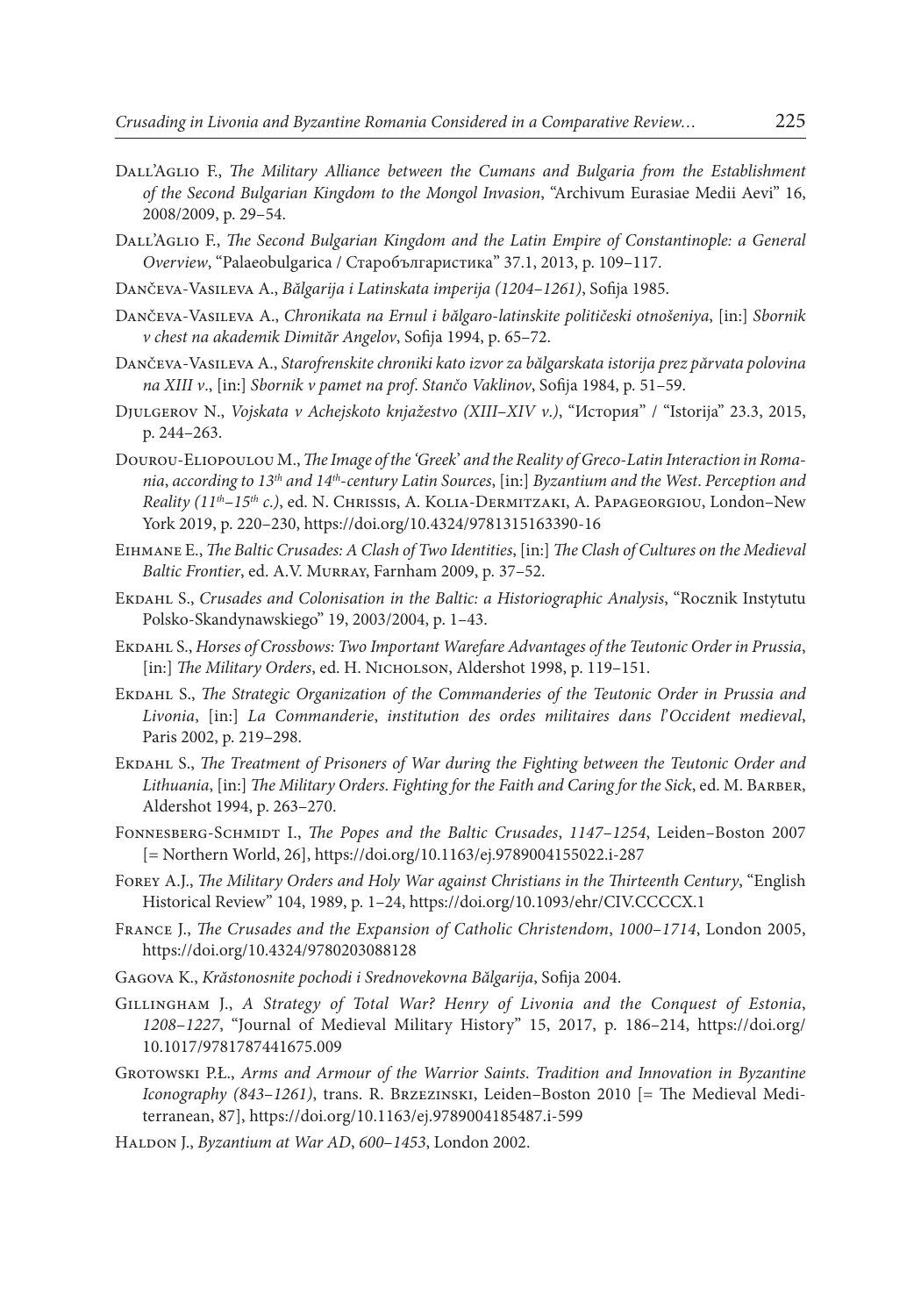Dall'Aglio F., *The Military Alliance between the Cumans and Bulgaria from the Establishment of the Second Bulgarian Kingdom to the Mongol Invasion*, "Archivum Eurasiae Medii Aevi" 16, 2008/2009, p. 29–54.

Dall'Aglio F., *The Second Bulgarian Kingdom and the Latin Empire of Constantinople: a General Overview*, "Palaeobulgarica / Старобългаристика" 37.1, 2013, p. 109–117.

Dančeva-Vasileva A., *Bălgarija i Latinskata imperija (1204–1261)*, Sofija 1985.

Dančeva-Vasileva A., *Chronikata na Ernul i bălgaro-latinskite političeski otnošeniya*, [in:] *Sbornik v chest na akademik Dimităr Angelov*, Sofija 1994, p. 65–72.

Dančeva-Vasileva A., *Starofrenskite chroniki kato izvor za bălgarskata istorija prez părvata polovina na XIII v.*, [in:] *Sbornik v pamet na prof. Stančo Vaklinov*, Sofija 1984, p. 51–59.

Djulgerov N., *Vojskata v Achejskoto knjažestvo (XIII–XIV v.)*, "История" / "Istorija" 23.3, 2015, p. 244–263.

Dourou-Eliopoulou M., *The Image of the 'Greek' and the Reality of Greco-Latin Interaction in Romania, according to 13th and 14th-century Latin Sources*, [in:] *Byzantium and the West. Perception and Reality (11th–15th c.)*, ed. N. Chrissis, A. Kolia-Dermitzaki, A. Papageorgiou, London–New York 2019, p. 220–230, https://doi.org/10.4324/9781315163390-16

Eihmane E., *The Baltic Crusades: A Clash of Two Identities*, [in:] *The Clash of Cultures on the Medieval Baltic Frontier*, ed. A.V. Murray, Farnham 2009, p. 37–52.

Ekdahl S., *Crusades and Colonisation in the Baltic: a Historiographic Analysis*, "Rocznik Instytutu Polsko-Skandynawskiego" 19, 2003/2004, p. 1–43.

Ekdahl S., *Horses of Crossbows: Two Important Warefare Advantages of the Teutonic Order in Prussia*, [in:] *The Military Orders*, ed. H. Nicholson, Aldershot 1998, p. 119–151.

Ekdahl S., *The Strategic Organization of the Commanderies of the Teutonic Order in Prussia and Livonia*, [in:] *La Commanderie*, *institution des ordes militaires dans l'Occident medieval*, Paris 2002, p. 219–298.

Ekdahl S., *The Treatment of Prisoners of War during the Fighting between the Teutonic Order and Lithuania*, [in:] *The Military Orders. Fighting for the Faith and Caring for the Sick*, ed. M. Barber, Aldershot 1994, p. 263–270.

Fonnesberg-Schmidt I., *The Popes and the Baltic Crusades*, *1147–1254*, Leiden–Boston 2007 [= Northern World, 26], https://doi.org/10.1163/ej.9789004155022.i-287

Forey A.J., *The Military Orders and Holy War against Christians in the Thirteenth Century*, "English Historical Review" 104, 1989, p. 1–24, https://doi.org/10.1093/ehr/CIV.CCCCX.1

France J., *The Crusades and the Expansion of Catholic Christendom*, *1000–1714*, London 2005, https://doi.org/10.4324/9780203088128

Gagova K., *Krăstonosnite pochodi i Srednovekovna Bălgarija*, Sofija 2004.

Gillingham J., *A Strategy of Total War? Henry of Livonia and the Conquest of Estonia*, *1208–1227*, "Journal of Medieval Military History" 15, 2017, p. 186–214, https://doi.org/10.1017/9781787441675.009

Grotowski P.Ł., *Arms and Armour of the Warrior Saints. Tradition and Innovation in Byzantine Iconography (843–1261)*, trans. R. Brzezinski, Leiden–Boston 2010 [= The Medieval Mediterranean, 87], https://doi.org/10.1163/ej.9789004185487.i-599

Haldon J., *Byzantium at War AD*, *600–1453*, London 2002.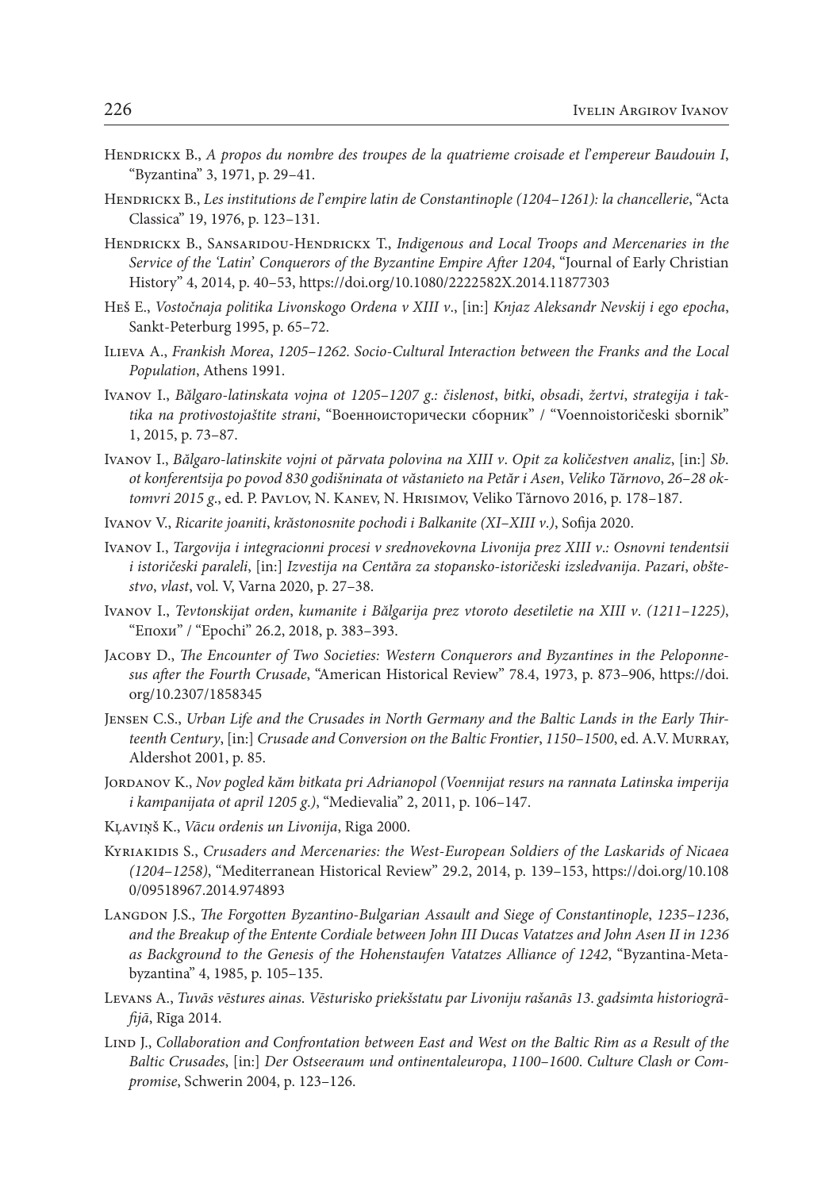Hendrickx B., *A propos du nombre des troupes de la quatrieme croisade et l'empereur Baudouin I*, "Byzantina" 3, 1971, p. 29–41.

Hendrickx B., *Les institutions de l'empire latin de Constantinople (1204–1261): la chancellerie*, "Acta Classica" 19, 1976, p. 123–131.

Hendrickx B., Sansaridou-Hendrickx T., *Indigenous and Local Troops and Mercenaries in the Service of the 'Latin' Conquerors of the Byzantine Empire After 1204*, "Journal of Early Christian History" 4, 2014, p. 40–53, https://doi.org/10.1080/2222582X.2014.11877303

Heš E., *Vostočnaja politika Livonskogo Ordena v XIII v.*, [in:] *Knjaz Aleksandr Nevskij i ego epocha*, Sankt-Peterburg 1995, p. 65–72.

Ilieva A., *Frankish Morea, 1205–1262. Socio-Cultural Interaction between the Franks and the Local Population*, Athens 1991.

Ivanov I., *Bălgaro-latinskata vojna ot 1205–1207 g.: čislenost, bitki, obsadi, žertvi, strategija i taktika na protivostojaštite strani*, "Военноисторически сборник" / "Voennoistoričeski sbornik" 1, 2015, p. 73–87.

Ivanov I., *Bălgaro-latinskite vojni ot părvata polovina na XIII v. Opit za količestven analiz*, [in:] *Sb. ot konferentsija po povod 830 godišninata ot văstanieto na Petăr i Asen, Veliko Tărnovo, 26–28 oktomvri 2015 g.*, ed. P. Pavlov, N. Kanev, N. Hrisimov, Veliko Tărnovo 2016, p. 178–187.

Ivanov V., *Ricarite joaniti, krăstonosnite pochodi i Balkanite (XI–XIII v.)*, Sofija 2020.

Ivanov I., *Targovija i integracionni procesi v srednovekovna Livonija prez XIII v.: Osnovni tendentsii i istoričeski paraleli*, [in:] *Izvestija na Centăra za stopansko-istoričeski izsledvanija. Pazari, obštestvo, vlast*, vol. V, Varna 2020, p. 27–38.

Ivanov I., *Tevtonskijat orden, kumanite i Bălgarija prez vtoroto desetiletie na XIII v. (1211–1225)*, "Епохи" / "Epochi" 26.2, 2018, p. 383–393.

Jacoby D., *The Encounter of Two Societies: Western Conquerors and Byzantines in the Peloponnesus after the Fourth Crusade*, "American Historical Review" 78.4, 1973, p. 873–906, https://doi.org/10.2307/1858345

Jensen C.S., *Urban Life and the Crusades in North Germany and the Baltic Lands in the Early Thirteenth Century*, [in:] *Crusade and Conversion on the Baltic Frontier, 1150–1500*, ed. A.V. Murray, Aldershot 2001, p. 85.

Jordanov K., *Nov pogled kăm bitkata pri Adrianopol (Voennijat resurs na rannata Latinska imperija i kampanijata ot april 1205 g.)*, "Medievalia" 2, 2011, p. 106–147.

Kļaviņš K., *Vācu ordenis un Livonija*, Riga 2000.

Kyriakidis S., *Crusaders and Mercenaries: the West-European Soldiers of the Laskarids of Nicaea (1204–1258)*, "Mediterranean Historical Review" 29.2, 2014, p. 139–153, https://doi.org/10.1080/09518967.2014.974893

Langdon J.S., *The Forgotten Byzantino-Bulgarian Assault and Siege of Constantinople, 1235–1236, and the Breakup of the Entente Cordiale between John III Ducas Vatatzes and John Asen II in 1236 as Background to the Genesis of the Hohenstaufen Vatatzes Alliance of 1242*, "Byzantina-Metabyzantina" 4, 1985, p. 105–135.

Levans A., *Tuvās vēstures ainas. Vēsturisko priekšstatu par Livoniju rašanās 13. gadsimta historiogrāfijā*, Rīga 2014.

Lind J., *Collaboration and Confrontation between East and West on the Baltic Rim as a Result of the Baltic Crusades*, [in:] *Der Ostseeraum und ontinentaleuropa, 1100–1600. Culture Clash or Compromise*, Schwerin 2004, p. 123–126.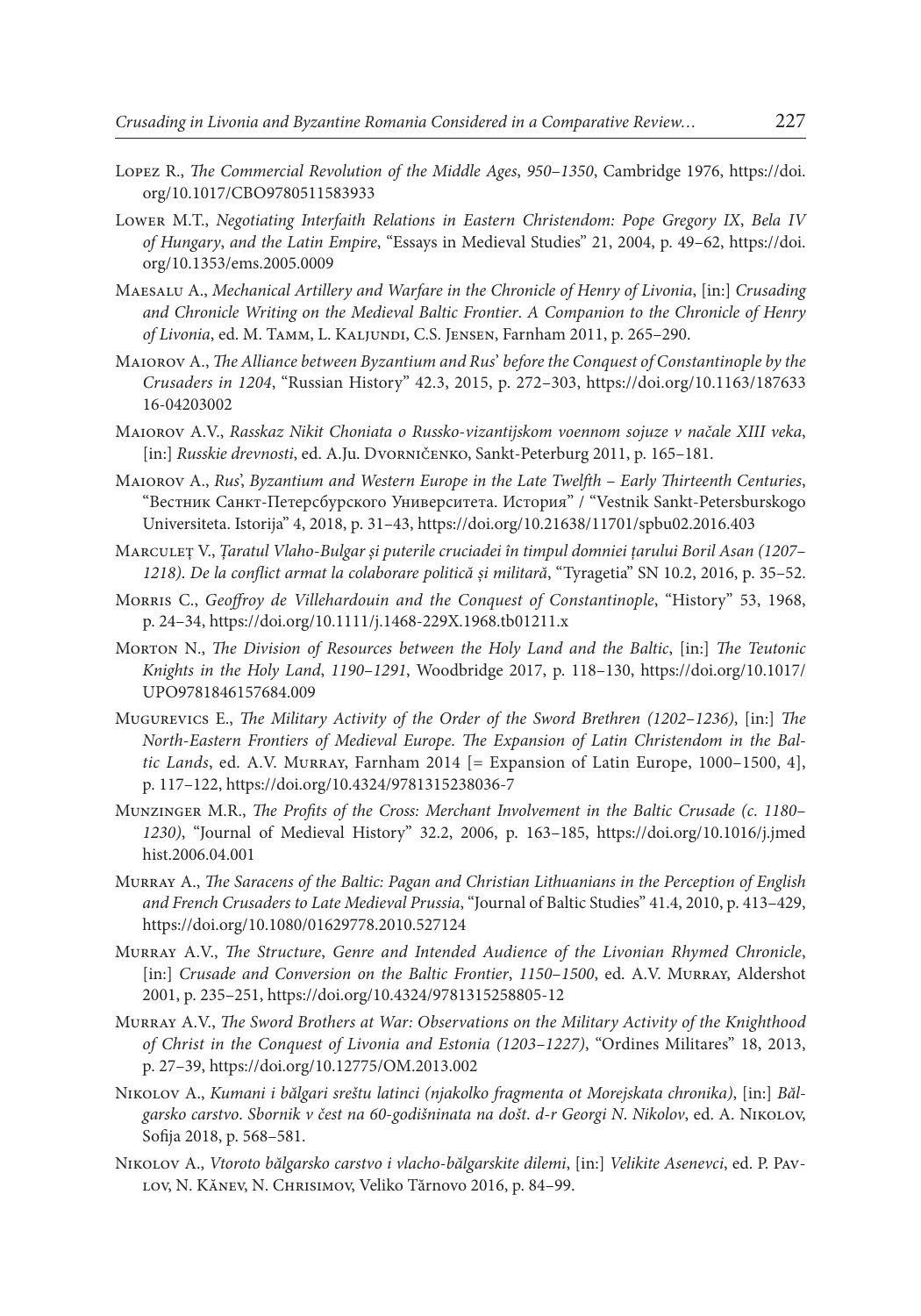Lopez R., *The Commercial Revolution of the Middle Ages, 950–1350*, Cambridge 1976, https://doi.org/10.1017/CBO9780511583933

Lower M.T., *Negotiating Interfaith Relations in Eastern Christendom: Pope Gregory IX, Bela IV of Hungary, and the Latin Empire*, "Essays in Medieval Studies" 21, 2004, p. 49–62, https://doi.org/10.1353/ems.2005.0009

Maesalu A., *Mechanical Artillery and Warfare in the Chronicle of Henry of Livonia*, [in:] *Crusading and Chronicle Writing on the Medieval Baltic Frontier. A Companion to the Chronicle of Henry of Livonia*, ed. M. Tamm, L. Kaljundi, C.S. Jensen, Farnham 2011, p. 265–290.

Maiorov A., *The Alliance between Byzantium and Rus' before the Conquest of Constantinople by the Crusaders in 1204*, "Russian History" 42.3, 2015, p. 272–303, https://doi.org/10.1163/18763316-04203002

Maiorov A.V., *Rasskaz Nikit Choniata o Russko-vizantijskom voennom sojuze v načale XIII veka*, [in:] *Russkie drevnosti*, ed. A.Ju. Dvorničenko, Sankt-Peterburg 2011, p. 165–181.

Maiorov A., *Rus', Byzantium and Western Europe in the Late Twelfth – Early Thirteenth Centuries*, "Вестник Санкт-Петерсбургского Университета. История" / "Vestnik Sankt-Petersburskogo Universiteta. Istorija" 4, 2018, p. 31–43, https://doi.org/10.21638/11701/spbu02.2016.403

Marculeț V., *Țaratul Vlaho-Bulgar și puterile cruciadei în timpul domniei țarului Boril Asan (1207–1218). De la conflict armat la colaborare politică și militară*, "Tyragetia" SN 10.2, 2016, p. 35–52.

Morris C., *Geoffroy de Villehardouin and the Conquest of Constantinople*, "History" 53, 1968, p. 24–34, https://doi.org/10.1111/j.1468-229X.1968.tb01211.x

Morton N., *The Division of Resources between the Holy Land and the Baltic*, [in:] *The Teutonic Knights in the Holy Land, 1190–1291*, Woodbridge 2017, p. 118–130, https://doi.org/10.1017/UPO9781846157684.009

Mugurevics E., *The Military Activity of the Order of the Sword Brethren (1202–1236)*, [in:] *The North-Eastern Frontiers of Medieval Europe. The Expansion of Latin Christendom in the Baltic Lands*, ed. A.V. Murray, Farnham 2014 [= Expansion of Latin Europe, 1000–1500, 4], p. 117–122, https://doi.org/10.4324/9781315238036-7

Munzinger M.R., *The Profits of the Cross: Merchant Involvement in the Baltic Crusade (c. 1180–1230)*, "Journal of Medieval History" 32.2, 2006, p. 163–185, https://doi.org/10.1016/j.jmedhist.2006.04.001

Murray A., *The Saracens of the Baltic: Pagan and Christian Lithuanians in the Perception of English and French Crusaders to Late Medieval Prussia*, "Journal of Baltic Studies" 41.4, 2010, p. 413–429, https://doi.org/10.1080/01629778.2010.527124

Murray A.V., *The Structure, Genre and Intended Audience of the Livonian Rhymed Chronicle*, [in:] *Crusade and Conversion on the Baltic Frontier, 1150–1500*, ed. A.V. Murray, Aldershot 2001, p. 235–251, https://doi.org/10.4324/9781315258805-12

Murray A.V., *The Sword Brothers at War: Observations on the Military Activity of the Knighthood of Christ in the Conquest of Livonia and Estonia (1203–1227)*, "Ordines Militares" 18, 2013, p. 27–39, https://doi.org/10.12775/OM.2013.002

Nikolov A., *Kumani i bălgari sreštu latinci (njakolko fragmenta ot Morejskata chronika)*, [in:] *Bălgarsko carstvo. Sbornik v čest na 60-godišninata na došt. d-r Georgi N. Nikolov*, ed. A. Nikolov, Sofija 2018, p. 568–581.

Nikolov A., *Vtoroto bălgarsko carstvo i vlacho-bălgarskite dilemi*, [in:] *Velikite Asenevci*, ed. P. Pavlov, N. Kănev, N. Chrisimov, Veliko Tărnovo 2016, p. 84–99.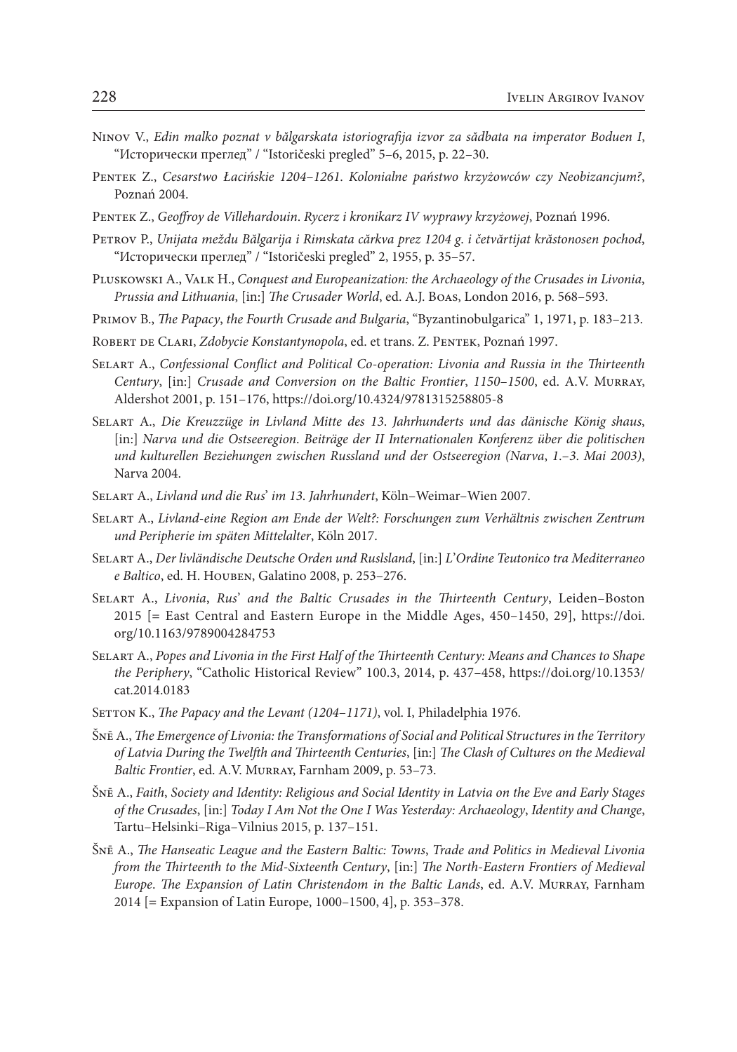Ninov V., *Edin malko poznat v bălgarskata istoriografija izvor za sădbata na imperator Boduen I*, "Исторически преглед" / "Istoričeski pregled" 5–6, 2015, p. 22–30.

Pentek Z., *Cesarstwo Łacińskie 1204–1261. Kolonialne państwo krzyżowców czy Neobizancjum?*, Poznań 2004.

Pentek Z., *Geoffroy de Villehardouin. Rycerz i kronikarz IV wyprawy krzyżowej*, Poznań 1996.

Petrov P., *Unijata meždu Bălgarija i Rimskata cărkva prez 1204 g. i četvărtijat krăstonosen pochod*, "Исторически преглед" / "Istoričeski pregled" 2, 1955, p. 35–57.

Pluskowski A., Valk H., *Conquest and Europeanization: the Archaeology of the Crusades in Livonia, Prussia and Lithuania*, [in:] *The Crusader World*, ed. A.J. Boas, London 2016, p. 568–593.

Primov B., *The Papacy, the Fourth Crusade and Bulgaria*, "Byzantinobulgarica" 1, 1971, p. 183–213.

Robert de Clari, *Zdobycie Konstantynopola*, ed. et trans. Z. Pentek, Poznań 1997.

Selart A., *Confessional Conflict and Political Co-operation: Livonia and Russia in the Thirteenth Century*, [in:] *Crusade and Conversion on the Baltic Frontier, 1150–1500*, ed. A.V. Murray, Aldershot 2001, p. 151–176, https://doi.org/10.4324/9781315258805-8

Selart A., *Die Kreuzzüge in Livland Mitte des 13. Jahrhunderts und das dänische König shaus*, [in:] *Narva und die Ostseeregion. Beiträge der II Internationalen Konferenz über die politischen und kulturellen Beziehungen zwischen Russland und der Ostseeregion (Narva, 1.–3. Mai 2003)*, Narva 2004.

Selart A., *Livland und die Rus' im 13. Jahrhundert*, Köln–Weimar–Wien 2007.

Selart A., *Livland-eine Region am Ende der Welt?: Forschungen zum Verhältnis zwischen Zentrum und Peripherie im späten Mittelalter*, Köln 2017.

Selart A., *Der livländische Deutsche Orden und Ruslsland*, [in:] *L'Ordine Teutonico tra Mediterraneo e Baltico*, ed. H. Houben, Galatino 2008, p. 253–276.

Selart A., *Livonia, Rus' and the Baltic Crusades in the Thirteenth Century*, Leiden–Boston 2015 [= East Central and Eastern Europe in the Middle Ages, 450–1450, 29], https://doi.org/10.1163/9789004284753

Selart A., *Popes and Livonia in the First Half of the Thirteenth Century: Means and Chances to Shape the Periphery*, "Catholic Historical Review" 100.3, 2014, p. 437–458, https://doi.org/10.1353/cat.2014.0183

Setton K., *The Papacy and the Levant (1204–1171)*, vol. I, Philadelphia 1976.

Šnē A., *The Emergence of Livonia: the Transformations of Social and Political Structures in the Territory of Latvia During the Twelfth and Thirteenth Centuries*, [in:] *The Clash of Cultures on the Medieval Baltic Frontier*, ed. A.V. Murray, Farnham 2009, p. 53–73.

Šnē A., *Faith, Society and Identity: Religious and Social Identity in Latvia on the Eve and Early Stages of the Crusades*, [in:] *Today I Am Not the One I Was Yesterday: Archaeology, Identity and Change*, Tartu–Helsinki–Riga–Vilnius 2015, p. 137–151.

Šnē A., *The Hanseatic League and the Eastern Baltic: Towns, Trade and Politics in Medieval Livonia from the Thirteenth to the Mid-Sixteenth Century*, [in:] *The North-Eastern Frontiers of Medieval Europe. The Expansion of Latin Christendom in the Baltic Lands*, ed. A.V. Murray, Farnham 2014 [= Expansion of Latin Europe, 1000–1500, 4], p. 353–378.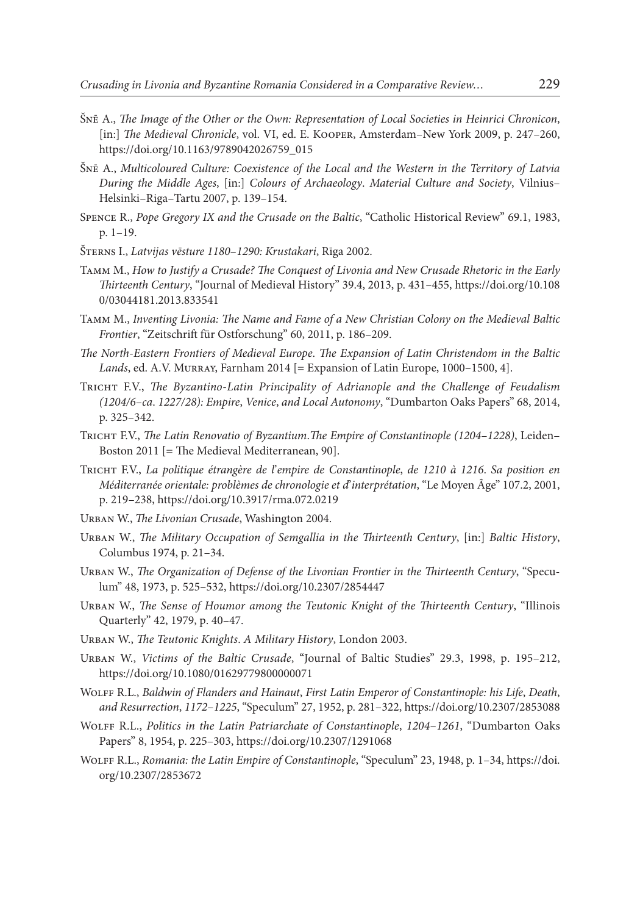Šnē A., *The Image of the Other or the Own: Representation of Local Societies in Heinrici Chronicon*, [in:] *The Medieval Chronicle*, vol. VI, ed. E. Kooper, Amsterdam–New York 2009, p. 247–260, https://doi.org/10.1163/9789042026759_015

Šnē A., *Multicoloured Culture: Coexistence of the Local and the Western in the Territory of Latvia During the Middle Ages*, [in:] *Colours of Archaeology. Material Culture and Society*, Vilnius–Helsinki–Riga–Tartu 2007, p. 139–154.

Spence R., *Pope Gregory IX and the Crusade on the Baltic*, "Catholic Historical Review" 69.1, 1983, p. 1–19.

Šterns I., *Latvijas vēsture 1180–1290: Krustakari*, Rīga 2002.

Tamm M., *How to Justify a Crusade? The Conquest of Livonia and New Crusade Rhetoric in the Early Thirteenth Century*, "Journal of Medieval History" 39.4, 2013, p. 431–455, https://doi.org/10.1080/03044181.2013.833541

Tamm M., *Inventing Livonia: The Name and Fame of a New Christian Colony on the Medieval Baltic Frontier*, "Zeitschrift für Ostforschung" 60, 2011, p. 186–209.

*The North-Eastern Frontiers of Medieval Europe. The Expansion of Latin Christendom in the Baltic Lands*, ed. A.V. Murray, Farnham 2014 [= Expansion of Latin Europe, 1000–1500, 4].

Tricht F.V., *The Byzantino-Latin Principality of Adrianople and the Challenge of Feudalism (1204/6–ca. 1227/28): Empire, Venice, and Local Autonomy*, "Dumbarton Oaks Papers" 68, 2014, p. 325–342.

Tricht F.V., *The Latin Renovatio of Byzantium.The Empire of Constantinople (1204–1228)*, Leiden–Boston 2011 [= The Medieval Mediterranean, 90].

Tricht F.V., *La politique étrangère de l'empire de Constantinople, de 1210 à 1216. Sa position en Méditerranée orientale: problèmes de chronologie et d'interprétation*, "Le Moyen Âge" 107.2, 2001, p. 219–238, https://doi.org/10.3917/rma.072.0219

Urban W., *The Livonian Crusade*, Washington 2004.

Urban W., *The Military Occupation of Semgallia in the Thirteenth Century*, [in:] *Baltic History*, Columbus 1974, p. 21–34.

Urban W., *The Organization of Defense of the Livonian Frontier in the Thirteenth Century*, "Speculum" 48, 1973, p. 525–532, https://doi.org/10.2307/2854447

Urban W., *The Sense of Houmor among the Teutonic Knight of the Thirteenth Century*, "Illinois Quarterly" 42, 1979, p. 40–47.

Urban W., *The Teutonic Knights. A Military History*, London 2003.

Urban W., *Victims of the Baltic Crusade*, "Journal of Baltic Studies" 29.3, 1998, p. 195–212, https://doi.org/10.1080/01629779800000071

Wolff R.L., *Baldwin of Flanders and Hainaut, First Latin Emperor of Constantinople: his Life, Death, and Resurrection, 1172–1225*, "Speculum" 27, 1952, p. 281–322, https://doi.org/10.2307/2853088

Wolff R.L., *Politics in the Latin Patriarchate of Constantinople, 1204–1261*, "Dumbarton Oaks Papers" 8, 1954, p. 225–303, https://doi.org/10.2307/1291068

Wolff R.L., *Romania: the Latin Empire of Constantinople*, "Speculum" 23, 1948, p. 1–34, https://doi.org/10.2307/2853672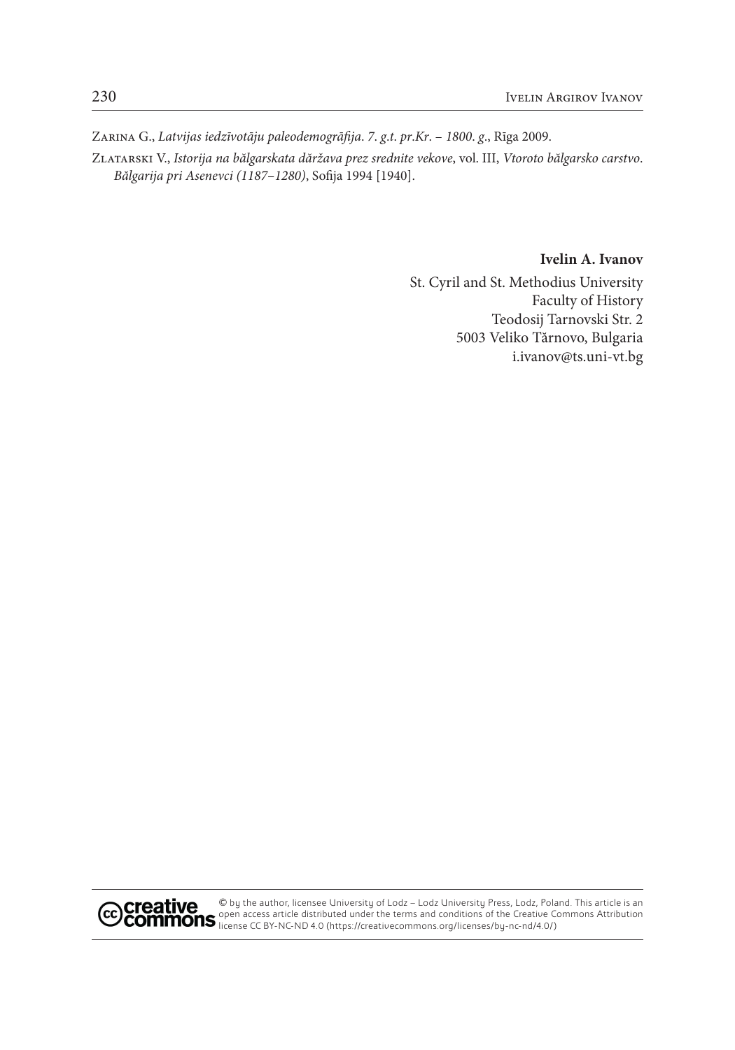Zarina G., *Latvijas iedzīvotāju paleodemogrāfija. 7. g.t. pr.Kr. – 1800. g.*, Rīga 2009.

Zlatarski V., *Istorija na bălgarskata dăržava prez srednite vekove*, vol. III, *Vtoroto bălgarsko carstvo. Bălgarija pri Asenevci (1187–1280)*, Sofija 1994 [1940].

**Ivelin A. Ivanov**
St. Cyril and St. Methodius University
Faculty of History
Teodosij Tarnovski Str. 2
5003 Veliko Tărnovo, Bulgaria
i.ivanov@ts.uni-vt.bg

© by the author, licensee University of Lodz – Lodz University Press, Lodz, Poland. This article is an open access article distributed under the terms and conditions of the Creative Commons Attribution license CC BY-NC-ND 4.0 (https://creativecommons.org/licenses/by-nc-nd/4.0/)